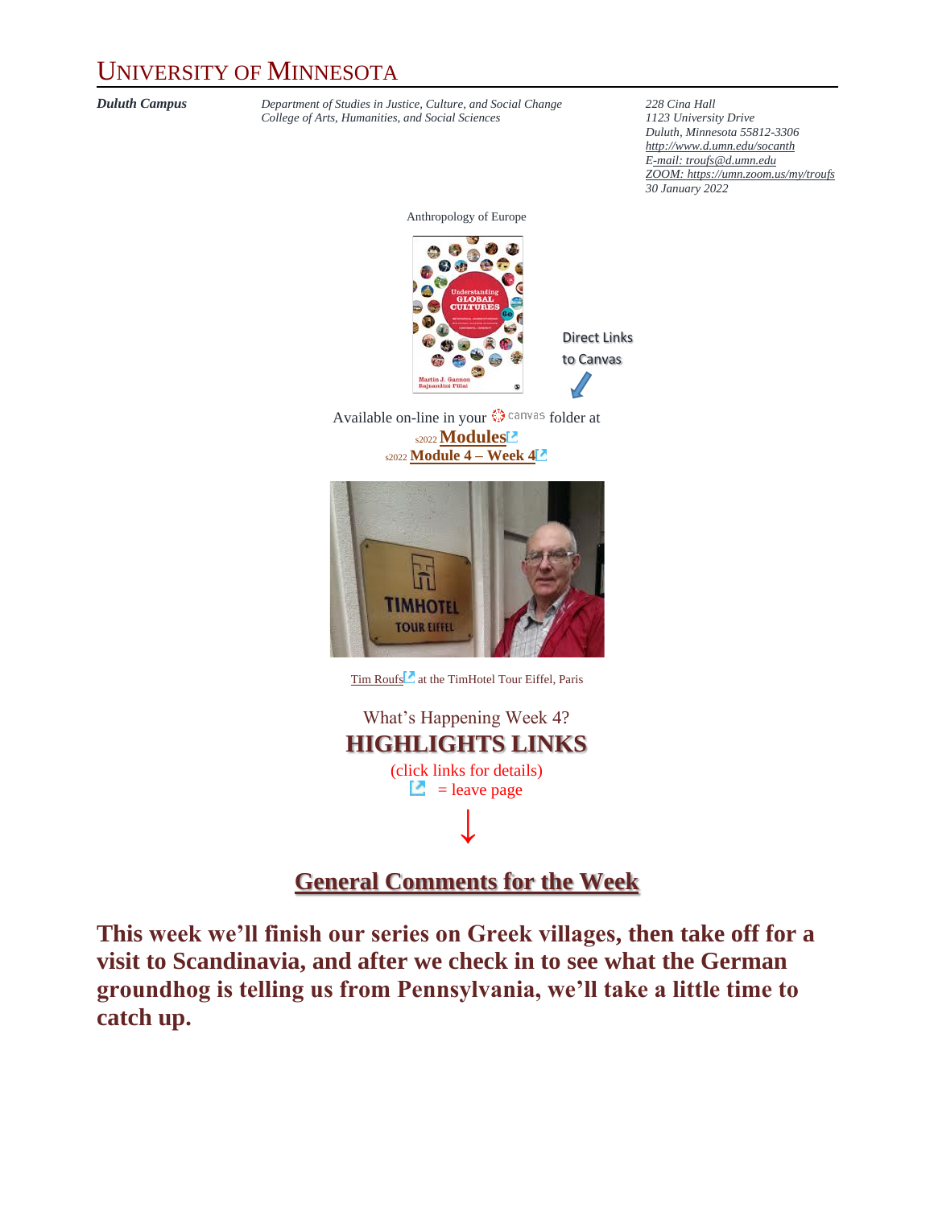# University of Minnesota

***Duluth Campus***

*Department of Studies in Justice, Culture, and Social Change*
*College of Arts, Humanities, and Social Sciences*

*228 Cina Hall*
*1123 University Drive*
*Duluth, Minnesota 55812-3306*
*http://www.d.umn.edu/socanth*
*E-mail: troufs@d.umn.edu*
*ZOOM: https://umn.zoom.us/my/troufs*
*30 January 2022*

Anthropology of Europe

Direct Links to Canvas

Available on-line in your canvas folder at

s2022 **Modules**

s2022 **Module 4 – Week 4**

Tim Roufs at the TimHotel Tour Eiffel, Paris

What's Happening Week 4?

## HIGHLIGHTS LINKS

(click links for details)

= leave page

↓

## General Comments for the Week

**This week we'll finish our series on Greek villages, then take off for a visit to Scandinavia, and after we check in to see what the German groundhog is telling us from Pennsylvania, we'll take a little time to catch up.**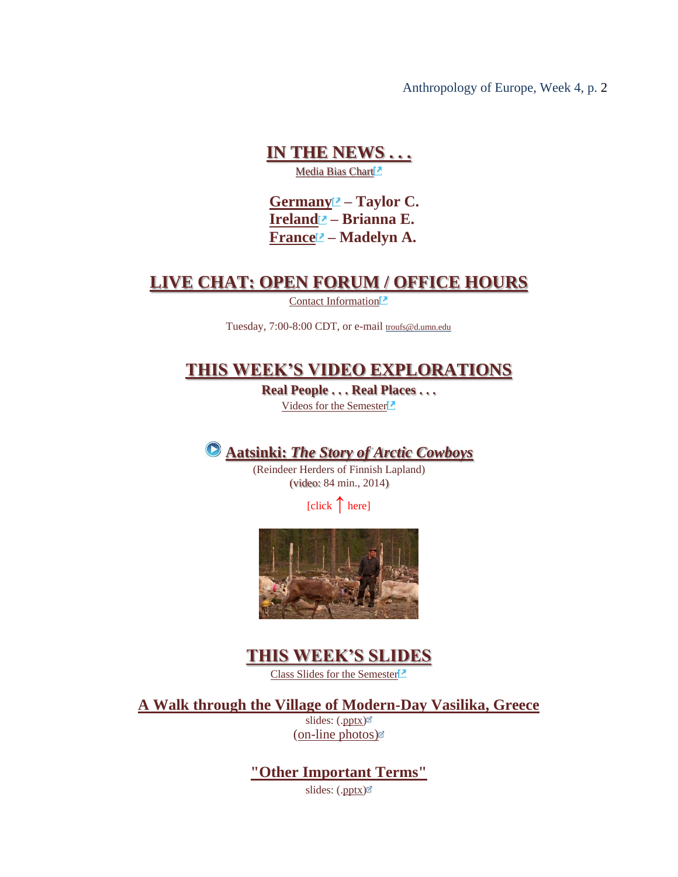## IN THE NEWS . . .

Media Bias Chart

**Germany – Taylor C.**
**Ireland – Brianna E.**
**France – Madelyn A.**

## LIVE CHAT: OPEN FORUM / OFFICE HOURS

Contact Information

Tuesday, 7:00-8:00 CDT, or e-mail troufs@d.umn.edu

## THIS WEEK'S VIDEO EXPLORATIONS

**Real People . . . Real Places . . .**

Videos for the Semester

### Aatsinki: *The Story of Arctic Cowboys*

(Reindeer Herders of Finnish Lapland)
(video: 84 min., 2014)

[click ↑ here]

## THIS WEEK'S SLIDES

Class Slides for the Semester

### A Walk through the Village of Modern-Day Vasilika, Greece

slides: (.pptx)
(on-line photos)

### "Other Important Terms"

slides: (.pptx)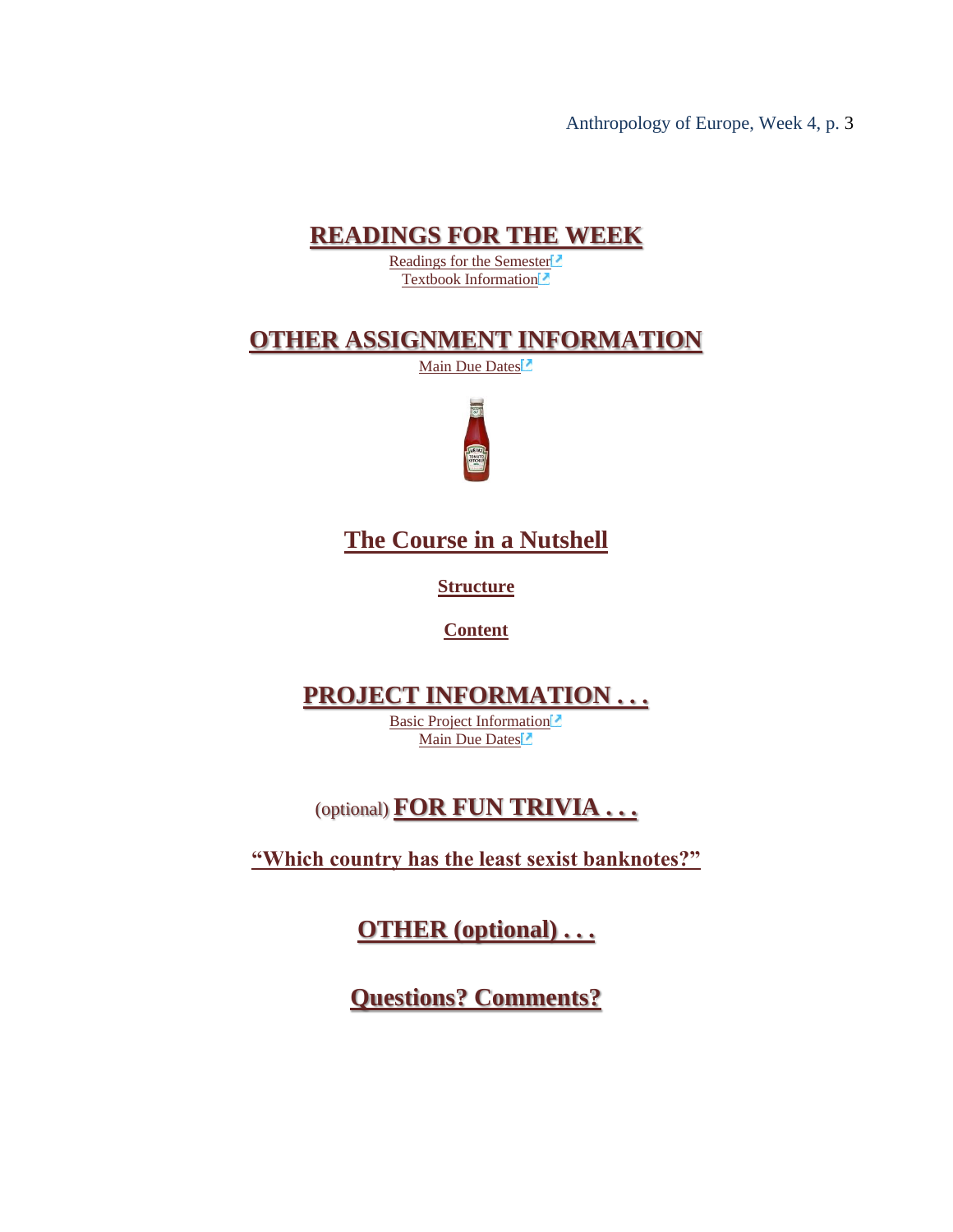# READINGS FOR THE WEEK

Readings for the Semester
Textbook Information

# OTHER ASSIGNMENT INFORMATION

Main Due Dates

## The Course in a Nutshell

### Structure

### Content

# PROJECT INFORMATION . . .

Basic Project Information
Main Due Dates

# (optional) FOR FUN TRIVIA . . .

### "Which country has the least sexist banknotes?"

# OTHER (optional) . . .

# Questions? Comments?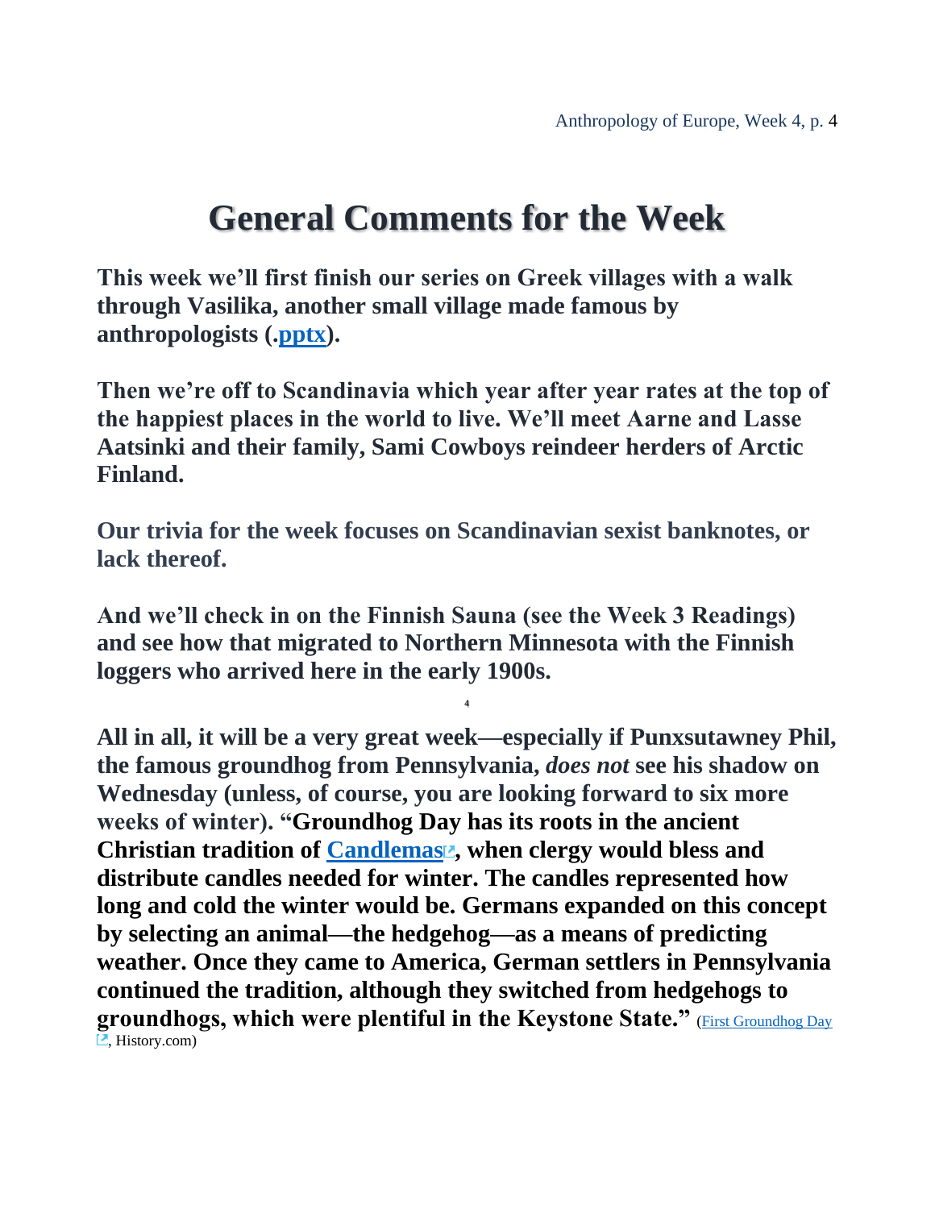# General Comments for the Week

**This week we'll first finish our series on Greek villages with a walk through Vasilika, another small village made famous by anthropologists (.pptx).**

**Then we're off to Scandinavia which year after year rates at the top of the happiest places in the world to live. We'll meet Aarne and Lasse Aatsinki and their family, Sami Cowboys reindeer herders of Arctic Finland.**

**Our trivia for the week focuses on Scandinavian sexist banknotes, or lack thereof.**

**And we'll check in on the Finnish Sauna (see the Week 3 Readings) and see how that migrated to Northern Minnesota with the Finnish loggers who arrived here in the early 1900s.**

**All in all, it will be a very great week—especially if Punxsutawney Phil, the famous groundhog from Pennsylvania, *does not* see his shadow on Wednesday (unless, of course, you are looking forward to six more weeks of winter). "Groundhog Day has its roots in the ancient Christian tradition of Candlemas, when clergy would bless and distribute candles needed for winter. The candles represented how long and cold the winter would be. Germans expanded on this concept by selecting an animal—the hedgehog—as a means of predicting weather. Once they came to America, German settlers in Pennsylvania continued the tradition, although they switched from hedgehogs to groundhogs, which were plentiful in the Keystone State."** (First Groundhog Day, History.com)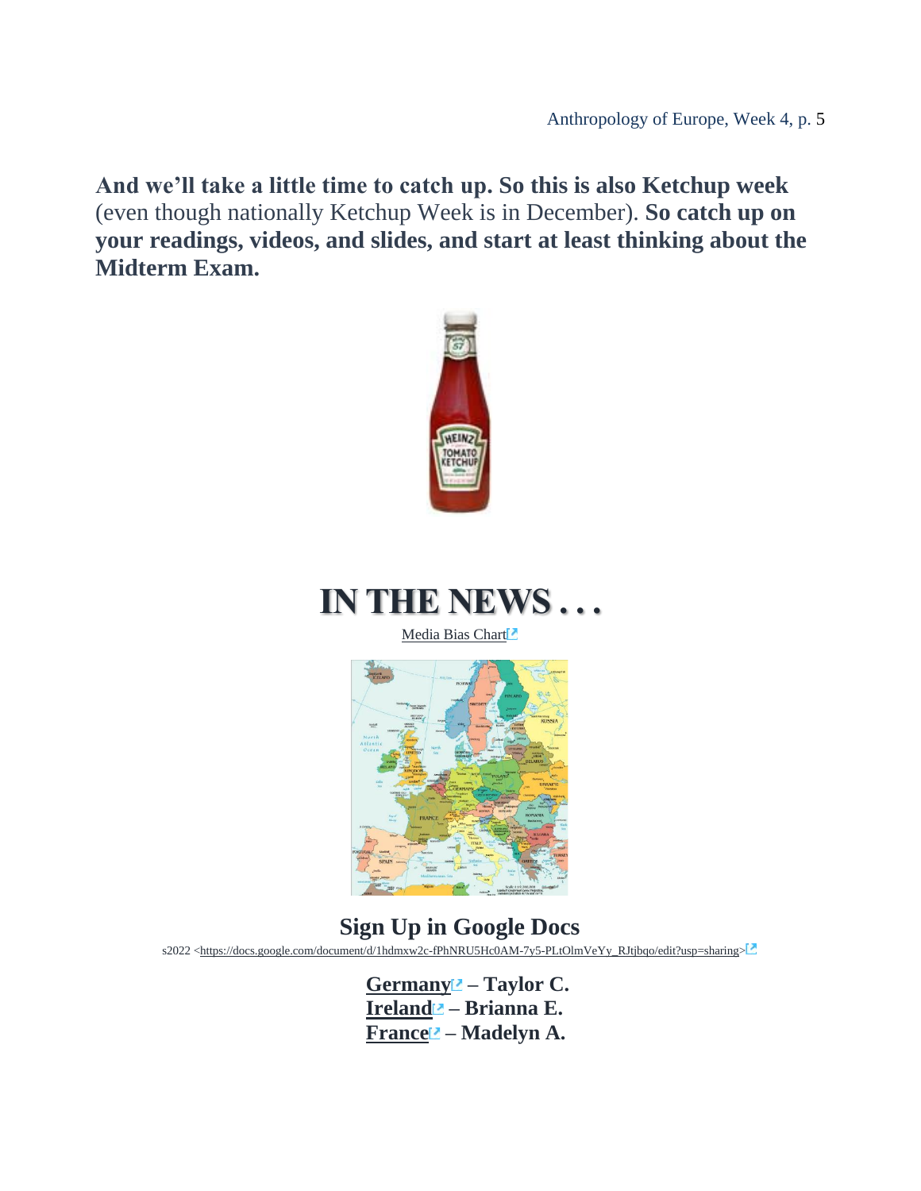**And we'll take a little time to catch up. So this is also Ketchup week** (even though nationally Ketchup Week is in December). **So catch up on your readings, videos, and slides, and start at least thinking about the Midterm Exam.**

# IN THE NEWS . . .

Media Bias Chart

## Sign Up in Google Docs

s2022 <https://docs.google.com/document/d/1hdmxw2c-fPhNRU5Hc0AM-7y5-PLtOlmVeYy_RJtjbqo/edit?usp=sharing>

**Germany – Taylor C.**
**Ireland – Brianna E.**
**France – Madelyn A.**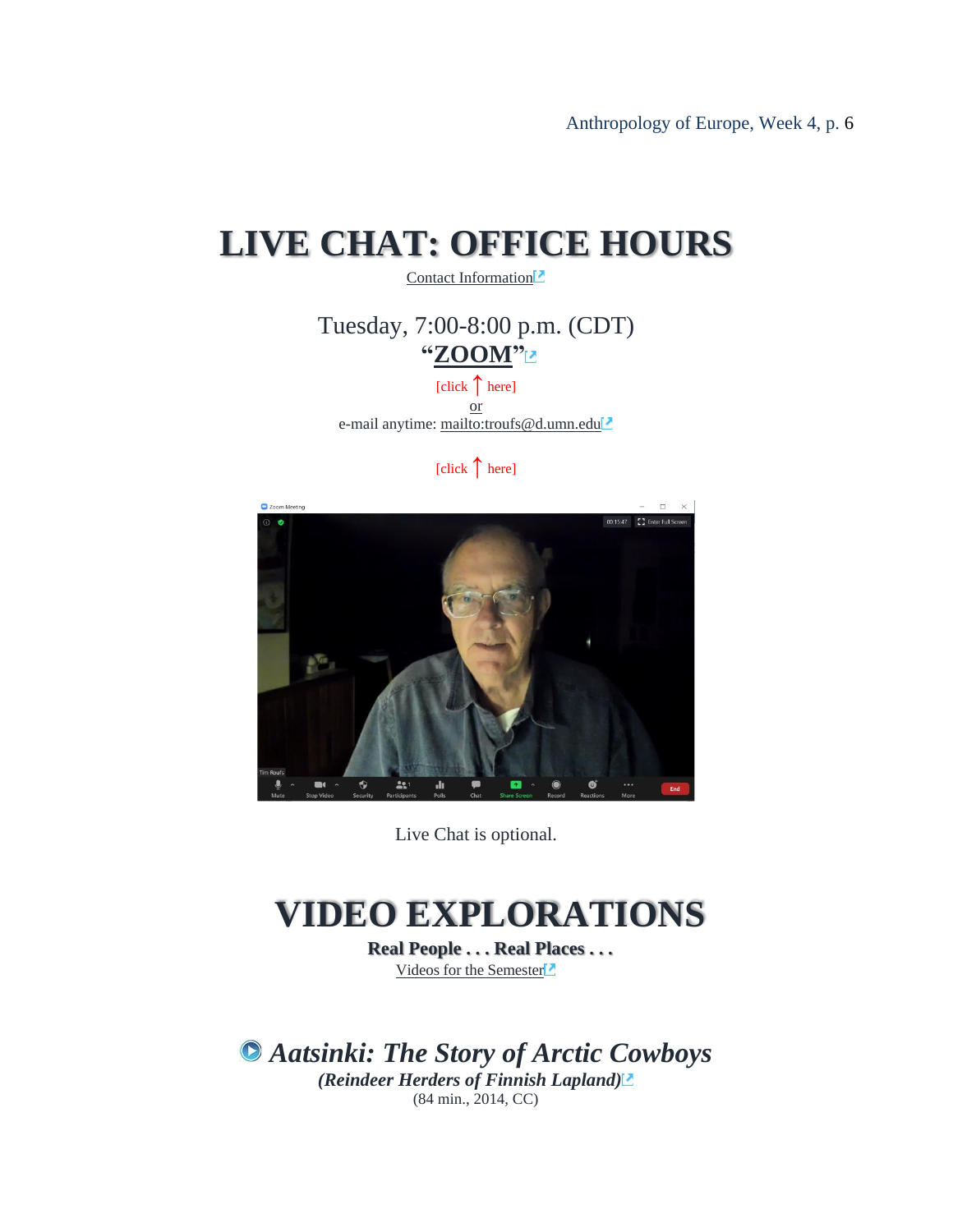# LIVE CHAT: OFFICE HOURS

Contact Information

Tuesday, 7:00-8:00 p.m. (CDT)

**"ZOOM"**

[click ↑ here]

or

e-mail anytime: mailto:troufs@d.umn.edu

[click ↑ here]

Live Chat is optional.

# VIDEO EXPLORATIONS

**Real People . . . Real Places . . .**

Videos for the Semester

## *Aatsinki: The Story of Arctic Cowboys*

***(Reindeer Herders of Finnish Lapland)***

(84 min., 2014, CC)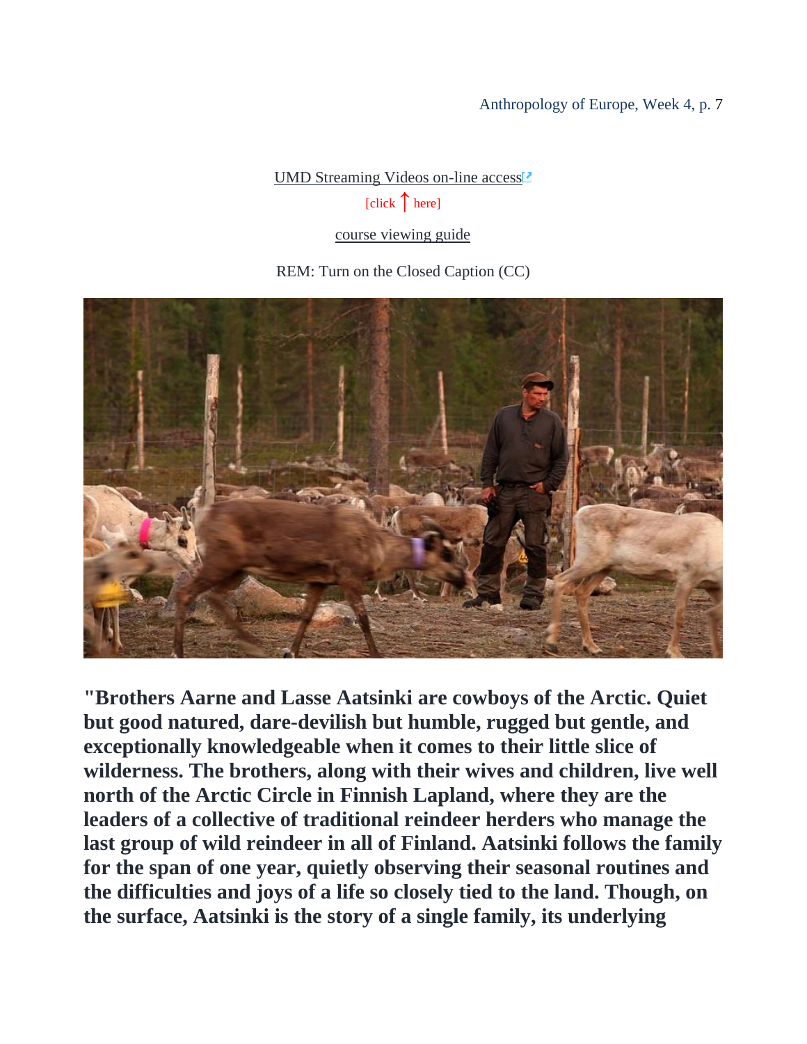UMD Streaming Videos on-line access

[click ↑ here]

course viewing guide

REM: Turn on the Closed Caption (CC)

**"Brothers Aarne and Lasse Aatsinki are cowboys of the Arctic. Quiet but good natured, dare-devilish but humble, rugged but gentle, and exceptionally knowledgeable when it comes to their little slice of wilderness. The brothers, along with their wives and children, live well north of the Arctic Circle in Finnish Lapland, where they are the leaders of a collective of traditional reindeer herders who manage the last group of wild reindeer in all of Finland. Aatsinki follows the family for the span of one year, quietly observing their seasonal routines and the difficulties and joys of a life so closely tied to the land. Though, on the surface, Aatsinki is the story of a single family, its underlying**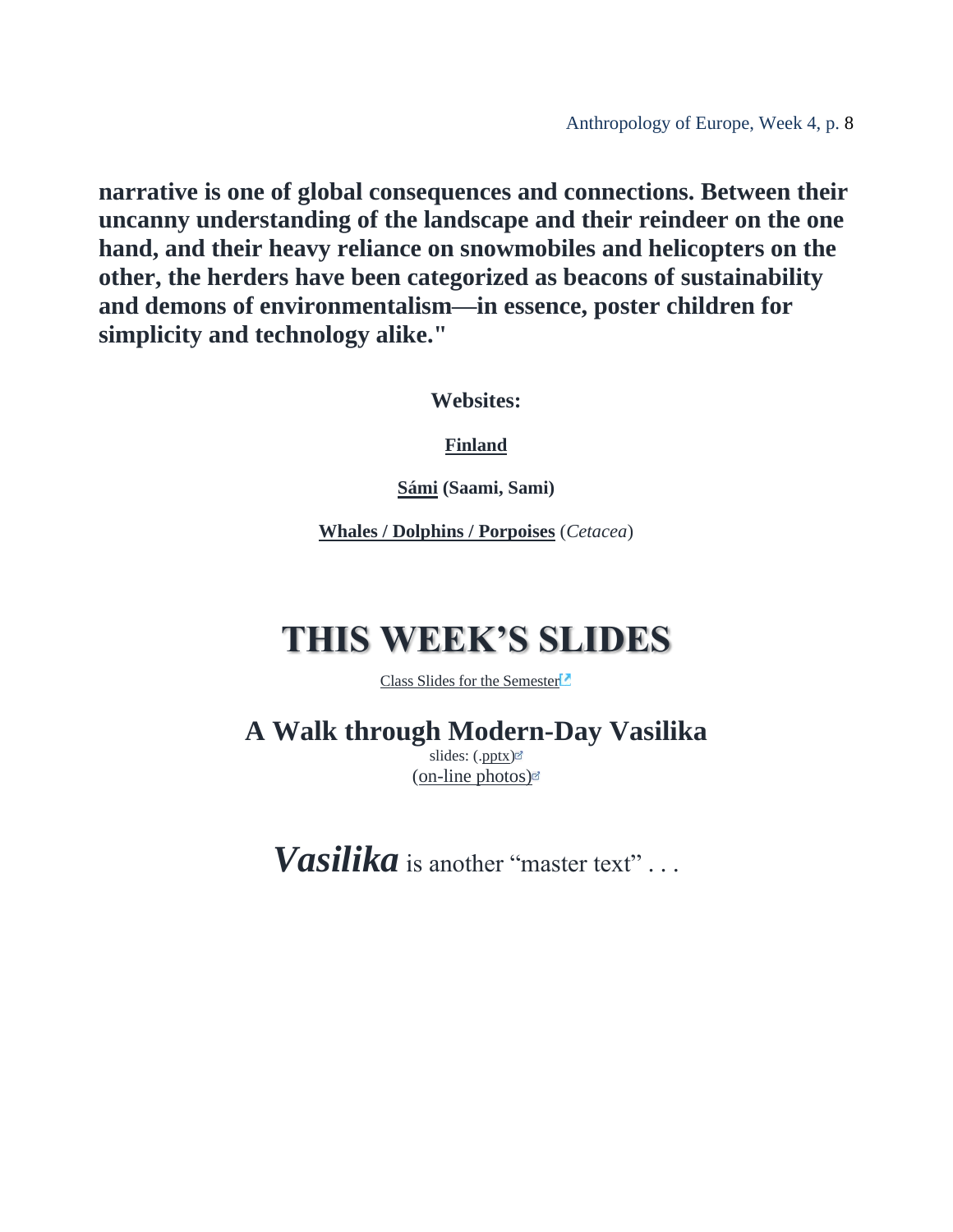**narrative is one of global consequences and connections. Between their uncanny understanding of the landscape and their reindeer on the one hand, and their heavy reliance on snowmobiles and helicopters on the other, the herders have been categorized as beacons of sustainability and demons of environmentalism—in essence, poster children for simplicity and technology alike."**

**Websites:**

**Finland**

**Sámi (Saami, Sami)**

**Whales / Dolphins / Porpoises** (*Cetacea*)

# THIS WEEK'S SLIDES

Class Slides for the Semester

## A Walk through Modern-Day Vasilika

slides: (.pptx)

(on-line photos)

***Vasilika*** is another "master text" . . .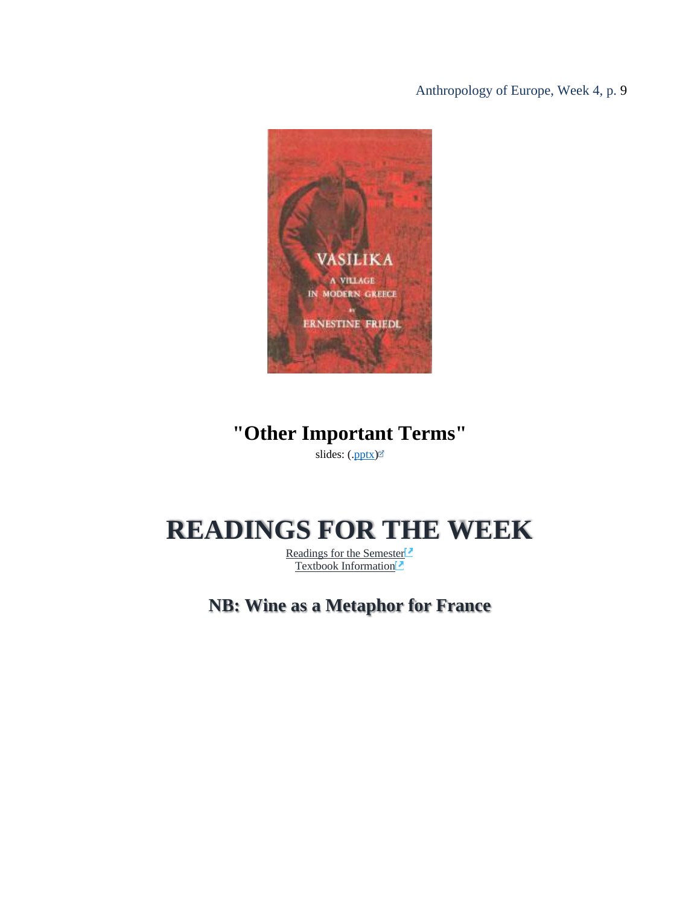## "Other Important Terms"

slides: (.pptx)

# READINGS FOR THE WEEK

Readings for the Semester
Textbook Information

## NB: Wine as a Metaphor for France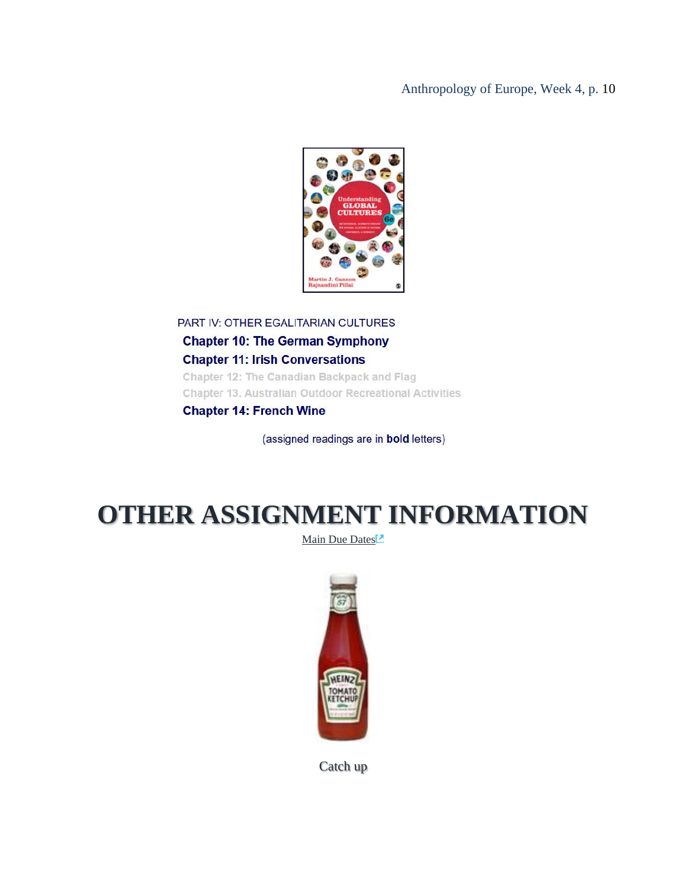PART IV: OTHER EGALITARIAN CULTURES

**Chapter 10: The German Symphony**

**Chapter 11: Irish Conversations**

Chapter 12: The Canadian Backpack and Flag

Chapter 13. Australian Outdoor Recreational Activities

**Chapter 14: French Wine**

(assigned readings are in **bold** letters)

# OTHER ASSIGNMENT INFORMATION

Main Due Dates

Catch up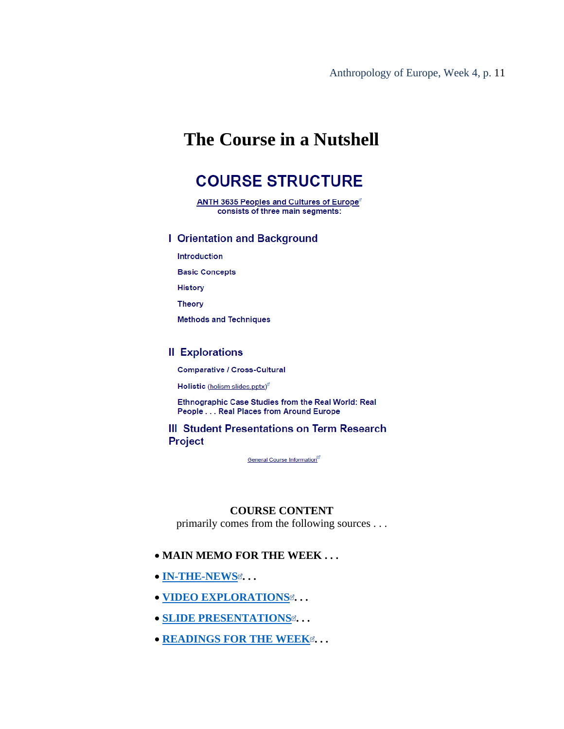# The Course in a Nutshell

## COURSE STRUCTURE

ANTH 3635 Peoples and Cultures of Europe
consists of three main segments:

### I Orientation and Background

Introduction

Basic Concepts

History

Theory

Methods and Techniques

### II Explorations

Comparative / Cross-Cultural

Holistic (holism slides.pptx)

Ethnographic Case Studies from the Real World: Real People . . . Real Places from Around Europe

### III Student Presentations on Term Research Project

General Course Information

**COURSE CONTENT**
primarily comes from the following sources . . .

- **MAIN MEMO FOR THE WEEK . . .**
- **IN-THE-NEWS. . .**
- **VIDEO EXPLORATIONS. . .**
- **SLIDE PRESENTATIONS. . .**
- **READINGS FOR THE WEEK. . .**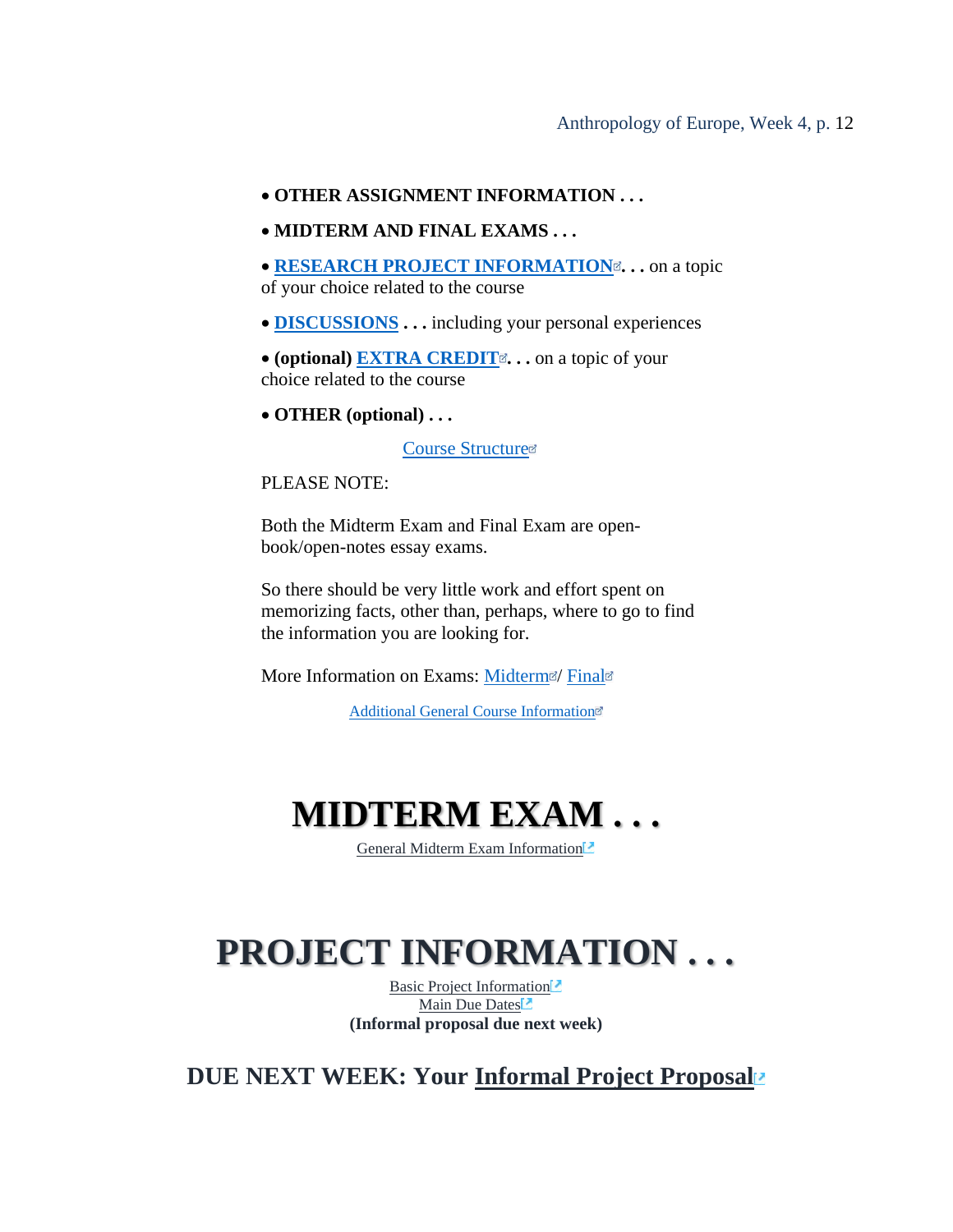- **OTHER ASSIGNMENT INFORMATION . . .**

- **MIDTERM AND FINAL EXAMS . . .**

- **RESEARCH PROJECT INFORMATION. . .** on a topic of your choice related to the course

- **DISCUSSIONS . . .** including your personal experiences

- **(optional) EXTRA CREDIT. . .** on a topic of your choice related to the course

- **OTHER (optional) . . .**

Course Structure

PLEASE NOTE:

Both the Midterm Exam and Final Exam are open-book/open-notes essay exams.

So there should be very little work and effort spent on memorizing facts, other than, perhaps, where to go to find the information you are looking for.

More Information on Exams: Midterm/ Final

Additional General Course Information

# MIDTERM EXAM . . .

General Midterm Exam Information

# PROJECT INFORMATION . . .

Basic Project Information
Main Due Dates
**(Informal proposal due next week)**

## DUE NEXT WEEK: Your Informal Project Proposal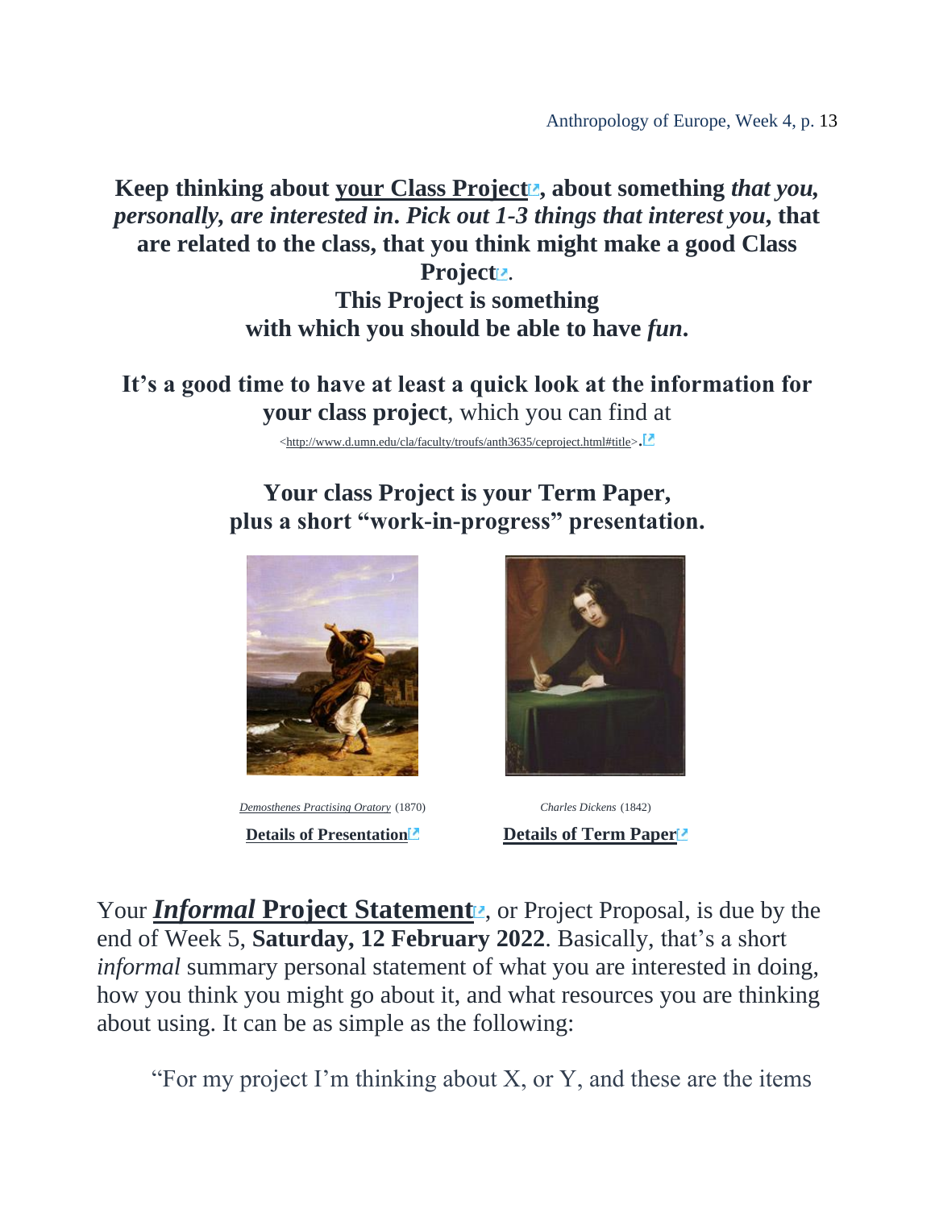**Keep thinking about your Class Project, about something *that you, personally, are interested in*. *Pick out 1-3 things that interest you*, that are related to the class, that you think might make a good Class Project.**
**This Project is something with which you should be able to have *fun*.**

**It's a good time to have at least a quick look at the information for your class project**, which you can find at <http://www.d.umn.edu/cla/faculty/troufs/anth3635/ceproject.html#title>.

**Your class Project is your Term Paper, plus a short "work-in-progress" presentation.**

*Demosthenes Practising Oratory* (1870)

**Details of Presentation**

*Charles Dickens* (1842)

**Details of Term Paper**

Your ***Informal* Project Statement**, or Project Proposal, is due by the end of Week 5, **Saturday, 12 February 2022**. Basically, that's a short *informal* summary personal statement of what you are interested in doing, how you think you might go about it, and what resources you are thinking about using. It can be as simple as the following:

> "For my project I'm thinking about X, or Y, and these are the items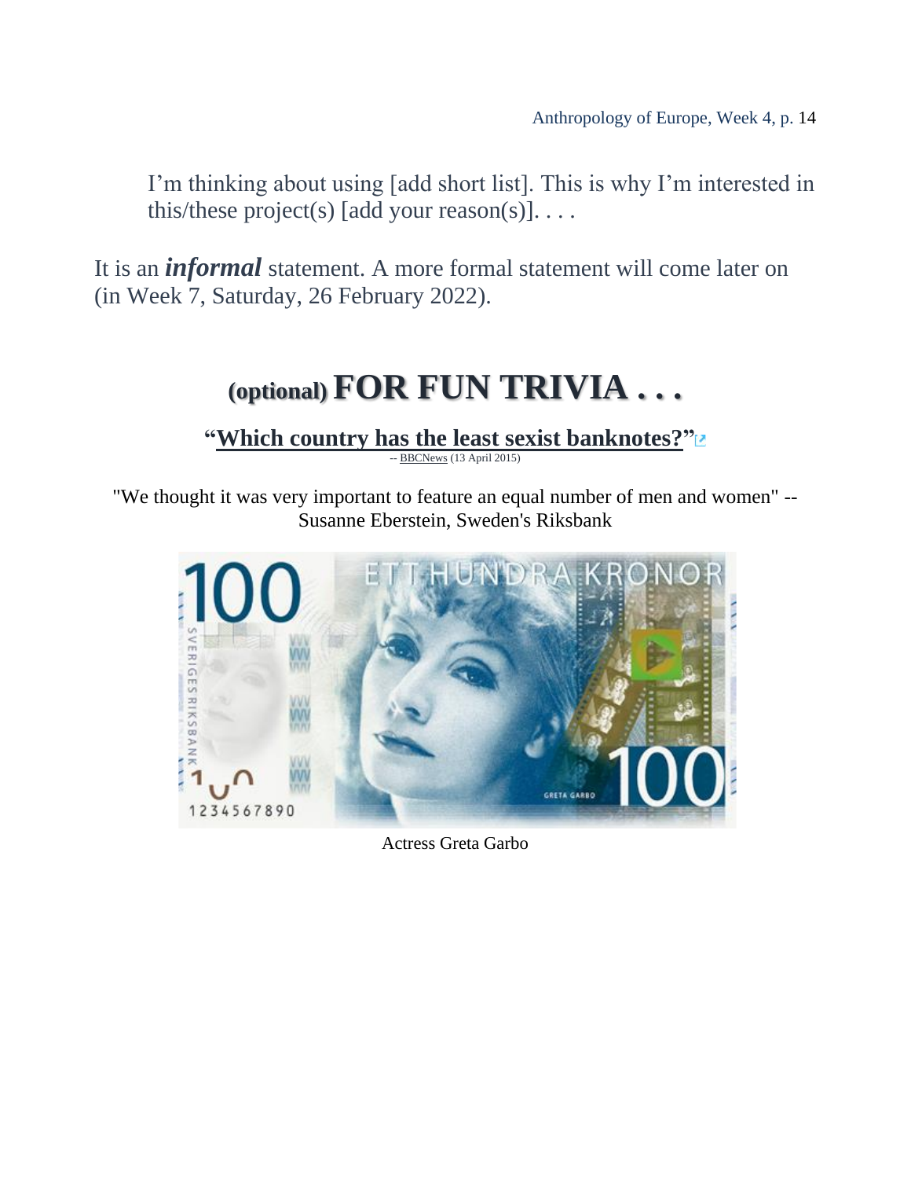> I'm thinking about using [add short list]. This is why I'm interested in this/these project(s) [add your reason(s)]. . . .

It is an ***informal*** statement. A more formal statement will come later on (in Week 7, Saturday, 26 February 2022).

## (optional) FOR FUN TRIVIA . . .

**"Which country has the least sexist banknotes?"**

-- BBCNews (13 April 2015)

"We thought it was very important to feature an equal number of men and women" -- Susanne Eberstein, Sweden's Riksbank

Actress Greta Garbo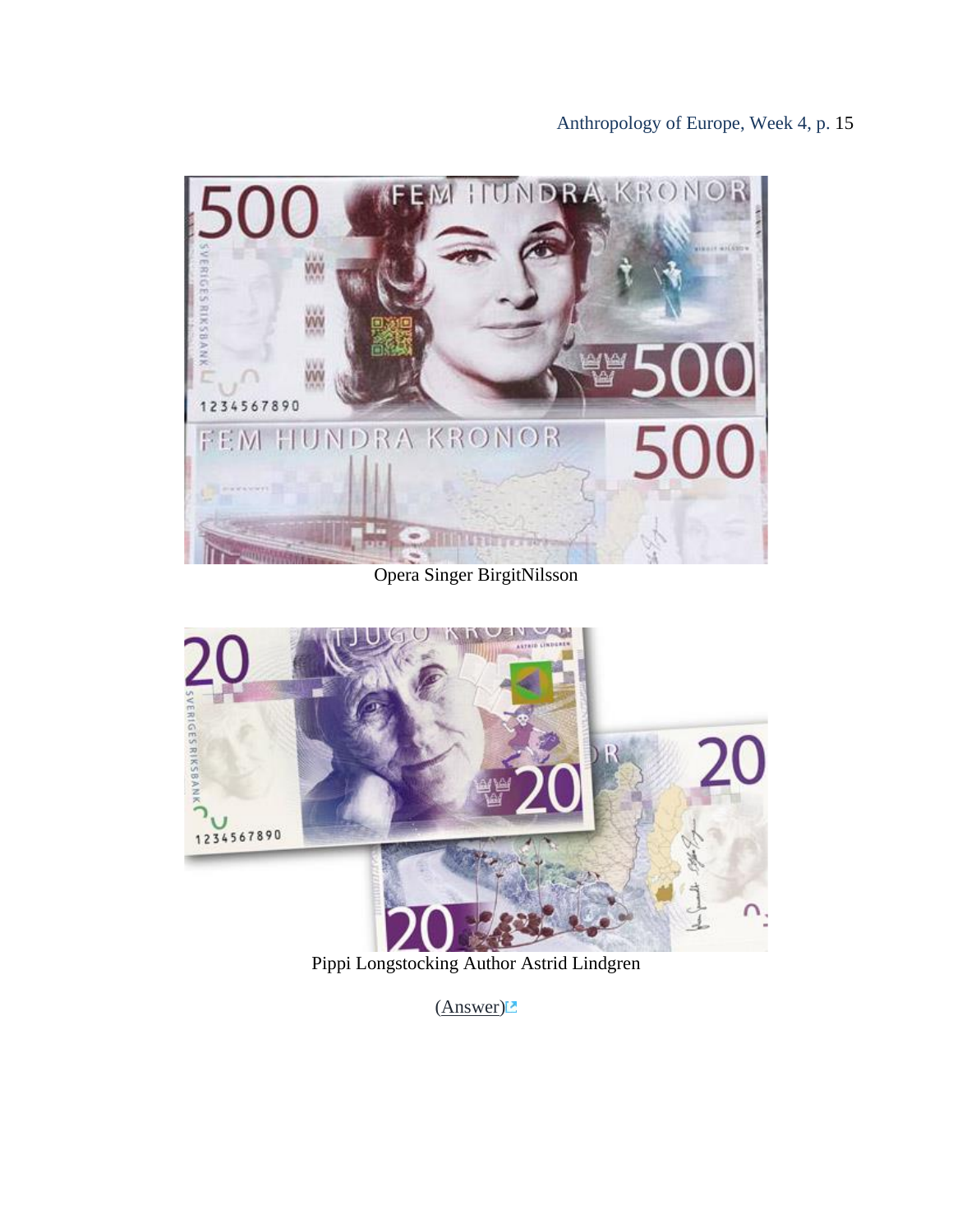Opera Singer BirgitNilsson

Pippi Longstocking Author Astrid Lindgren

(Answer)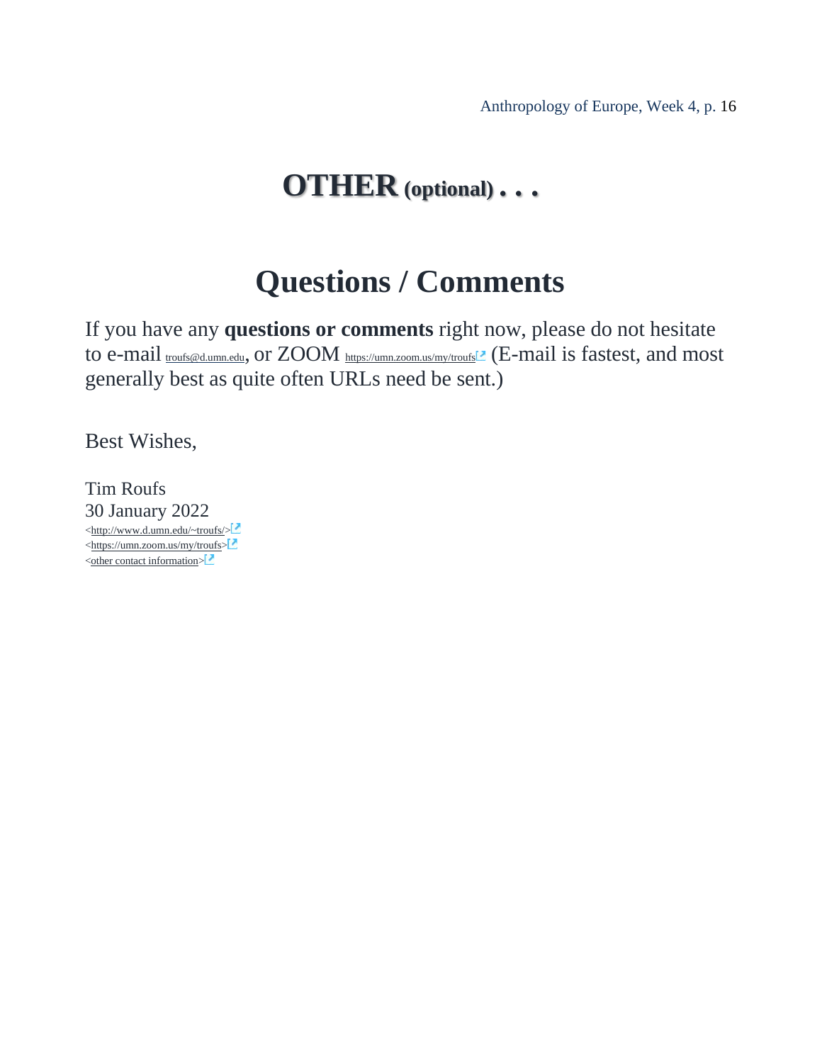# OTHER (optional) . . .

# Questions / Comments

If you have any **questions or comments** right now, please do not hesitate to e-mail troufs@d.umn.edu, or ZOOM https://umn.zoom.us/my/troufs (E-mail is fastest, and most generally best as quite often URLs need be sent.)

Best Wishes,

Tim Roufs
30 January 2022
<http://www.d.umn.edu/~troufs/>
<https://umn.zoom.us/my/troufs>
<other contact information>